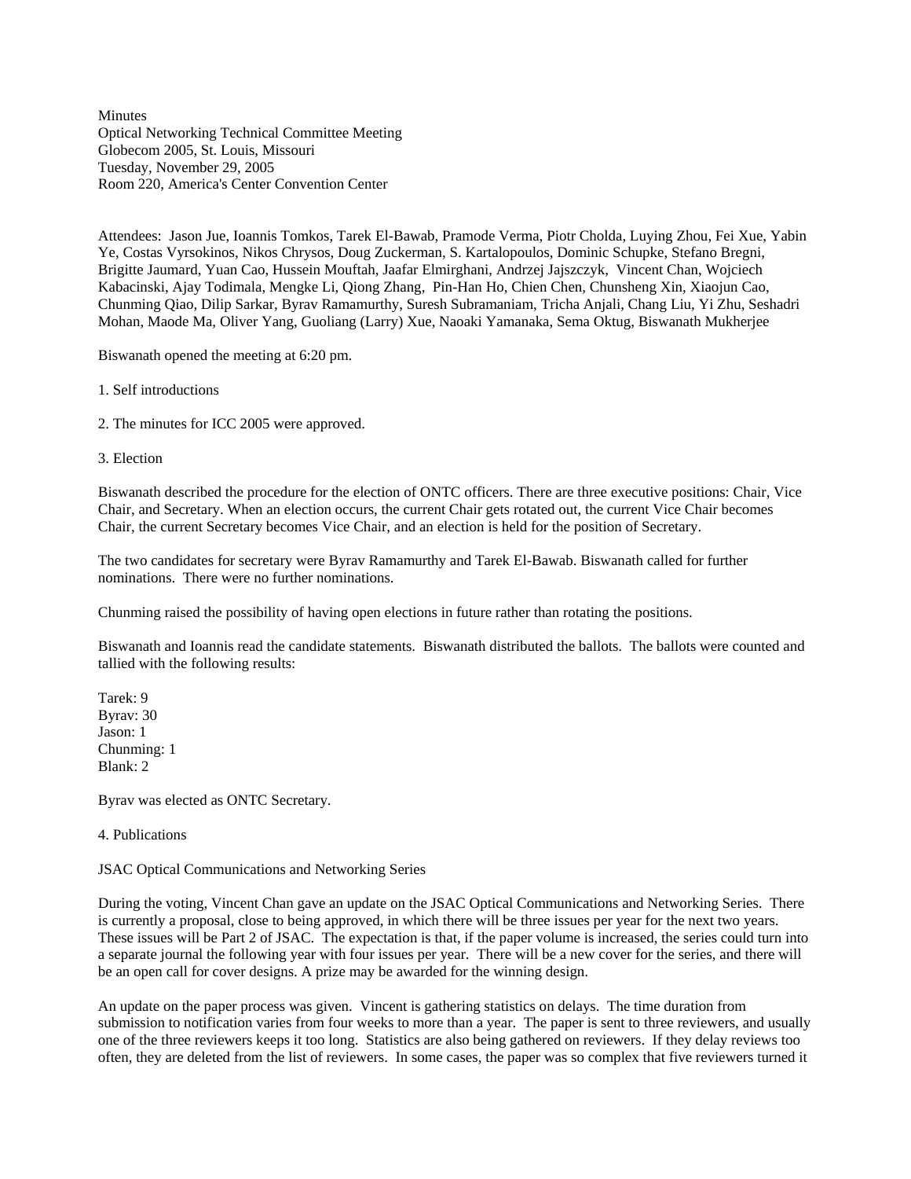Minutes
Optical Networking Technical Committee Meeting
Globecom 2005, St. Louis, Missouri
Tuesday, November 29, 2005
Room 220, America's Center Convention Center

Attendees: Jason Jue, Ioannis Tomkos, Tarek El-Bawab, Pramode Verma, Piotr Cholda, Luying Zhou, Fei Xue, Yabin Ye, Costas Vyrsokinos, Nikos Chrysos, Doug Zuckerman, S. Kartalopoulos, Dominic Schupke, Stefano Bregni, Brigitte Jaumard, Yuan Cao, Hussein Mouftah, Jaafar Elmirghani, Andrzej Jajszczyk, Vincent Chan, Wojciech Kabacinski, Ajay Todimala, Mengke Li, Qiong Zhang, Pin-Han Ho, Chien Chen, Chunsheng Xin, Xiaojun Cao, Chunming Qiao, Dilip Sarkar, Byrav Ramamurthy, Suresh Subramaniam, Tricha Anjali, Chang Liu, Yi Zhu, Seshadri Mohan, Maode Ma, Oliver Yang, Guoliang (Larry) Xue, Naoaki Yamanaka, Sema Oktug, Biswanath Mukherjee

Biswanath opened the meeting at 6:20 pm.

1. Self introductions

2. The minutes for ICC 2005 were approved.

3. Election

Biswanath described the procedure for the election of ONTC officers. There are three executive positions: Chair, Vice Chair, and Secretary. When an election occurs, the current Chair gets rotated out, the current Vice Chair becomes Chair, the current Secretary becomes Vice Chair, and an election is held for the position of Secretary.

The two candidates for secretary were Byrav Ramamurthy and Tarek El-Bawab. Biswanath called for further nominations. There were no further nominations.

Chunming raised the possibility of having open elections in future rather than rotating the positions.

Biswanath and Ioannis read the candidate statements. Biswanath distributed the ballots. The ballots were counted and tallied with the following results:

Tarek: 9
Byrav: 30
Jason: 1
Chunming: 1
Blank: 2

Byrav was elected as ONTC Secretary.

4. Publications

JSAC Optical Communications and Networking Series

During the voting, Vincent Chan gave an update on the JSAC Optical Communications and Networking Series. There is currently a proposal, close to being approved, in which there will be three issues per year for the next two years. These issues will be Part 2 of JSAC. The expectation is that, if the paper volume is increased, the series could turn into a separate journal the following year with four issues per year. There will be a new cover for the series, and there will be an open call for cover designs. A prize may be awarded for the winning design.

An update on the paper process was given. Vincent is gathering statistics on delays. The time duration from submission to notification varies from four weeks to more than a year. The paper is sent to three reviewers, and usually one of the three reviewers keeps it too long. Statistics are also being gathered on reviewers. If they delay reviews too often, they are deleted from the list of reviewers. In some cases, the paper was so complex that five reviewers turned it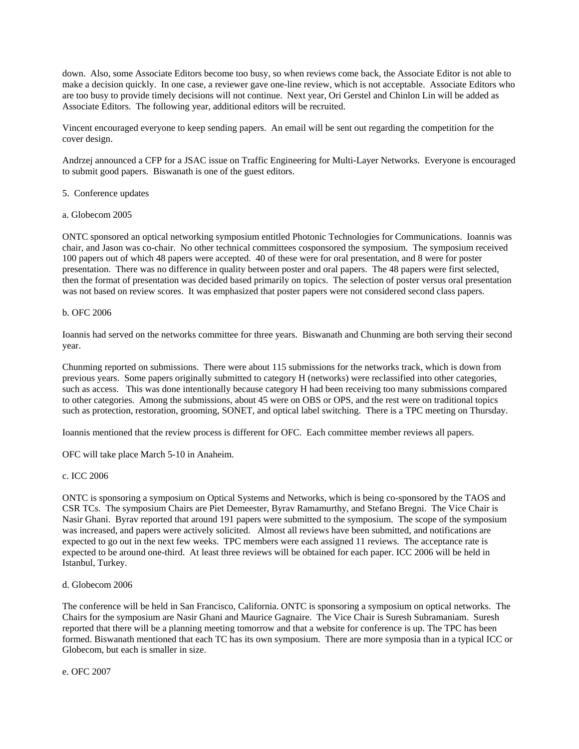down. Also, some Associate Editors become too busy, so when reviews come back, the Associate Editor is not able to make a decision quickly. In one case, a reviewer gave one-line review, which is not acceptable. Associate Editors who are too busy to provide timely decisions will not continue. Next year, Ori Gerstel and Chinlon Lin will be added as Associate Editors. The following year, additional editors will be recruited.

Vincent encouraged everyone to keep sending papers. An email will be sent out regarding the competition for the cover design.

Andrzej announced a CFP for a JSAC issue on Traffic Engineering for Multi-Layer Networks. Everyone is encouraged to submit good papers. Biswanath is one of the guest editors.

5. Conference updates

a. Globecom 2005

ONTC sponsored an optical networking symposium entitled Photonic Technologies for Communications. Ioannis was chair, and Jason was co-chair. No other technical committees cosponsored the symposium. The symposium received 100 papers out of which 48 papers were accepted. 40 of these were for oral presentation, and 8 were for poster presentation. There was no difference in quality between poster and oral papers. The 48 papers were first selected, then the format of presentation was decided based primarily on topics. The selection of poster versus oral presentation was not based on review scores. It was emphasized that poster papers were not considered second class papers.

b. OFC 2006

Ioannis had served on the networks committee for three years. Biswanath and Chunming are both serving their second year.

Chunming reported on submissions. There were about 115 submissions for the networks track, which is down from previous years. Some papers originally submitted to category H (networks) were reclassified into other categories, such as access. This was done intentionally because category H had been receiving too many submissions compared to other categories. Among the submissions, about 45 were on OBS or OPS, and the rest were on traditional topics such as protection, restoration, grooming, SONET, and optical label switching. There is a TPC meeting on Thursday.

Ioannis mentioned that the review process is different for OFC. Each committee member reviews all papers.

OFC will take place March 5-10 in Anaheim.

c. ICC 2006

ONTC is sponsoring a symposium on Optical Systems and Networks, which is being co-sponsored by the TAOS and CSR TCs. The symposium Chairs are Piet Demeester, Byrav Ramamurthy, and Stefano Bregni. The Vice Chair is Nasir Ghani. Byrav reported that around 191 papers were submitted to the symposium. The scope of the symposium was increased, and papers were actively solicited. Almost all reviews have been submitted, and notifications are expected to go out in the next few weeks. TPC members were each assigned 11 reviews. The acceptance rate is expected to be around one-third. At least three reviews will be obtained for each paper. ICC 2006 will be held in Istanbul, Turkey.

d. Globecom 2006

The conference will be held in San Francisco, California. ONTC is sponsoring a symposium on optical networks. The Chairs for the symposium are Nasir Ghani and Maurice Gagnaire. The Vice Chair is Suresh Subramaniam. Suresh reported that there will be a planning meeting tomorrow and that a website for conference is up. The TPC has been formed. Biswanath mentioned that each TC has its own symposium. There are more symposia than in a typical ICC or Globecom, but each is smaller in size.

e. OFC 2007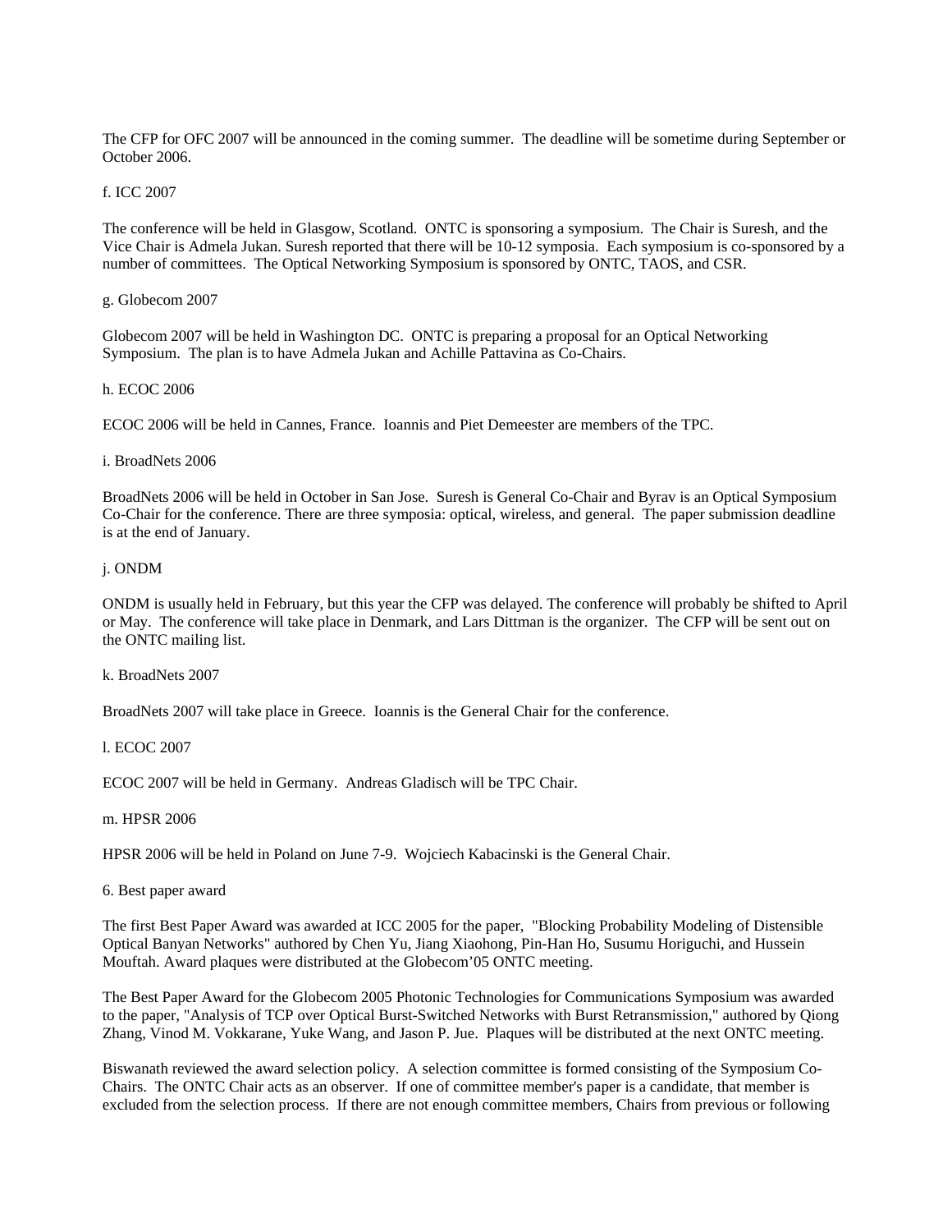The CFP for OFC 2007 will be announced in the coming summer. The deadline will be sometime during September or October 2006.

f. ICC 2007

The conference will be held in Glasgow, Scotland. ONTC is sponsoring a symposium. The Chair is Suresh, and the Vice Chair is Admela Jukan. Suresh reported that there will be 10-12 symposia. Each symposium is co-sponsored by a number of committees. The Optical Networking Symposium is sponsored by ONTC, TAOS, and CSR.

g. Globecom 2007

Globecom 2007 will be held in Washington DC. ONTC is preparing a proposal for an Optical Networking Symposium. The plan is to have Admela Jukan and Achille Pattavina as Co-Chairs.

h. ECOC 2006

ECOC 2006 will be held in Cannes, France. Ioannis and Piet Demeester are members of the TPC.

i. BroadNets 2006

BroadNets 2006 will be held in October in San Jose. Suresh is General Co-Chair and Byrav is an Optical Symposium Co-Chair for the conference. There are three symposia: optical, wireless, and general. The paper submission deadline is at the end of January.

j. ONDM

ONDM is usually held in February, but this year the CFP was delayed. The conference will probably be shifted to April or May. The conference will take place in Denmark, and Lars Dittman is the organizer. The CFP will be sent out on the ONTC mailing list.

k. BroadNets 2007

BroadNets 2007 will take place in Greece. Ioannis is the General Chair for the conference.

l. ECOC 2007

ECOC 2007 will be held in Germany. Andreas Gladisch will be TPC Chair.

m. HPSR 2006

HPSR 2006 will be held in Poland on June 7-9. Wojciech Kabacinski is the General Chair.

6. Best paper award

The first Best Paper Award was awarded at ICC 2005 for the paper, "Blocking Probability Modeling of Distensible Optical Banyan Networks" authored by Chen Yu, Jiang Xiaohong, Pin-Han Ho, Susumu Horiguchi, and Hussein Mouftah. Award plaques were distributed at the Globecom'05 ONTC meeting.

The Best Paper Award for the Globecom 2005 Photonic Technologies for Communications Symposium was awarded to the paper, "Analysis of TCP over Optical Burst-Switched Networks with Burst Retransmission," authored by Qiong Zhang, Vinod M. Vokkarane, Yuke Wang, and Jason P. Jue. Plaques will be distributed at the next ONTC meeting.

Biswanath reviewed the award selection policy. A selection committee is formed consisting of the Symposium Co-Chairs. The ONTC Chair acts as an observer. If one of committee member's paper is a candidate, that member is excluded from the selection process. If there are not enough committee members, Chairs from previous or following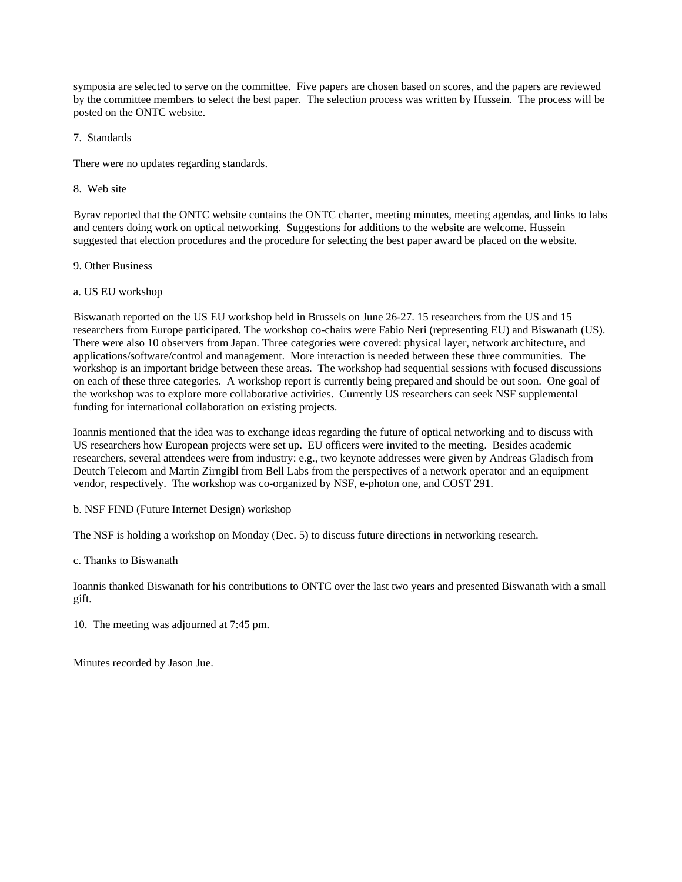symposia are selected to serve on the committee. Five papers are chosen based on scores, and the papers are reviewed by the committee members to select the best paper. The selection process was written by Hussein. The process will be posted on the ONTC website.

7. Standards

There were no updates regarding standards.

8. Web site

Byrav reported that the ONTC website contains the ONTC charter, meeting minutes, meeting agendas, and links to labs and centers doing work on optical networking. Suggestions for additions to the website are welcome. Hussein suggested that election procedures and the procedure for selecting the best paper award be placed on the website.

9. Other Business

a. US EU workshop

Biswanath reported on the US EU workshop held in Brussels on June 26-27. 15 researchers from the US and 15 researchers from Europe participated. The workshop co-chairs were Fabio Neri (representing EU) and Biswanath (US). There were also 10 observers from Japan. Three categories were covered: physical layer, network architecture, and applications/software/control and management. More interaction is needed between these three communities. The workshop is an important bridge between these areas. The workshop had sequential sessions with focused discussions on each of these three categories. A workshop report is currently being prepared and should be out soon. One goal of the workshop was to explore more collaborative activities. Currently US researchers can seek NSF supplemental funding for international collaboration on existing projects.

Ioannis mentioned that the idea was to exchange ideas regarding the future of optical networking and to discuss with US researchers how European projects were set up. EU officers were invited to the meeting. Besides academic researchers, several attendees were from industry: e.g., two keynote addresses were given by Andreas Gladisch from Deutch Telecom and Martin Zirngibl from Bell Labs from the perspectives of a network operator and an equipment vendor, respectively. The workshop was co-organized by NSF, e-photon one, and COST 291.

b. NSF FIND (Future Internet Design) workshop

The NSF is holding a workshop on Monday (Dec. 5) to discuss future directions in networking research.

c. Thanks to Biswanath

Ioannis thanked Biswanath for his contributions to ONTC over the last two years and presented Biswanath with a small gift.

10. The meeting was adjourned at 7:45 pm.

Minutes recorded by Jason Jue.